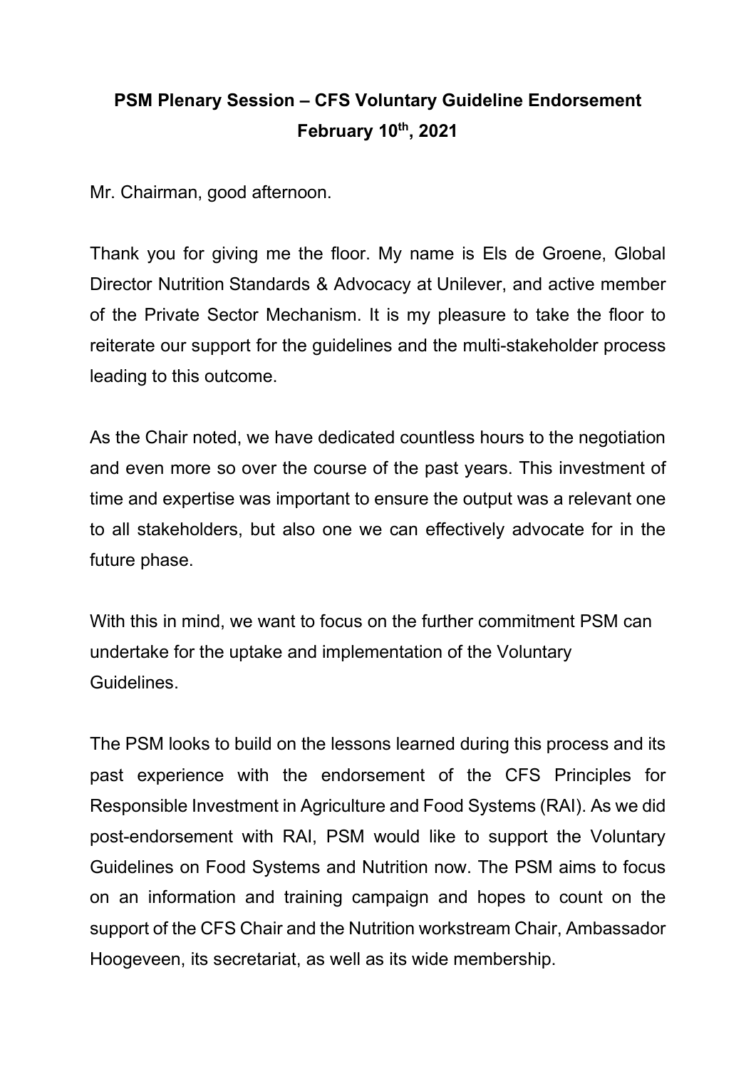**PSM Plenary Session – CFS Voluntary Guideline Endorsement**
**February 10th, 2021**

Mr. Chairman, good afternoon.

Thank you for giving me the floor. My name is Els de Groene, Global Director Nutrition Standards & Advocacy at Unilever, and active member of the Private Sector Mechanism. It is my pleasure to take the floor to reiterate our support for the guidelines and the multi-stakeholder process leading to this outcome.

As the Chair noted, we have dedicated countless hours to the negotiation and even more so over the course of the past years. This investment of time and expertise was important to ensure the output was a relevant one to all stakeholders, but also one we can effectively advocate for in the future phase.

With this in mind, we want to focus on the further commitment PSM can undertake for the uptake and implementation of the Voluntary Guidelines.

The PSM looks to build on the lessons learned during this process and its past experience with the endorsement of the CFS Principles for Responsible Investment in Agriculture and Food Systems (RAI). As we did post-endorsement with RAI, PSM would like to support the Voluntary Guidelines on Food Systems and Nutrition now. The PSM aims to focus on an information and training campaign and hopes to count on the support of the CFS Chair and the Nutrition workstream Chair, Ambassador Hoogeveen, its secretariat, as well as its wide membership.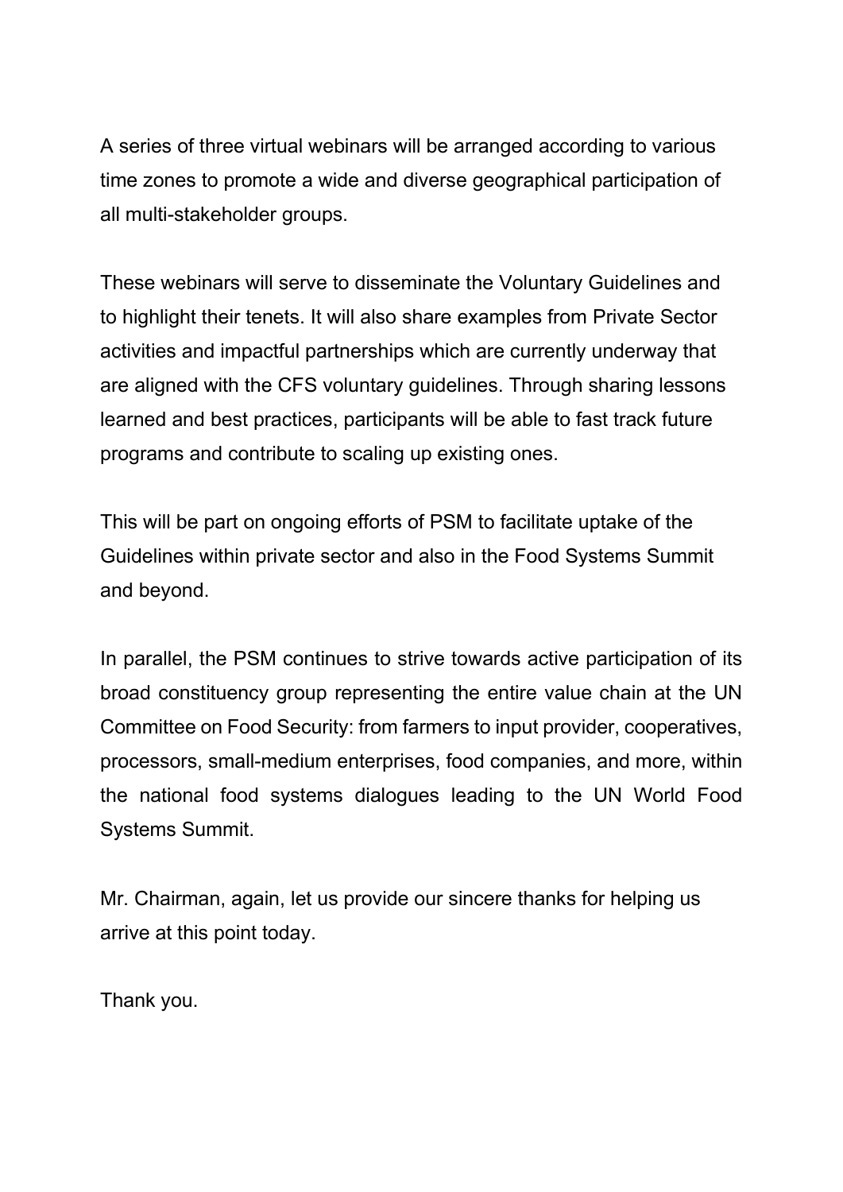A series of three virtual webinars will be arranged according to various time zones to promote a wide and diverse geographical participation of all multi-stakeholder groups.

These webinars will serve to disseminate the Voluntary Guidelines and to highlight their tenets. It will also share examples from Private Sector activities and impactful partnerships which are currently underway that are aligned with the CFS voluntary guidelines. Through sharing lessons learned and best practices, participants will be able to fast track future programs and contribute to scaling up existing ones.

This will be part on ongoing efforts of PSM to facilitate uptake of the Guidelines within private sector and also in the Food Systems Summit and beyond.

In parallel, the PSM continues to strive towards active participation of its broad constituency group representing the entire value chain at the UN Committee on Food Security: from farmers to input provider, cooperatives, processors, small-medium enterprises, food companies, and more, within the national food systems dialogues leading to the UN World Food Systems Summit.

Mr. Chairman, again, let us provide our sincere thanks for helping us arrive at this point today.

Thank you.